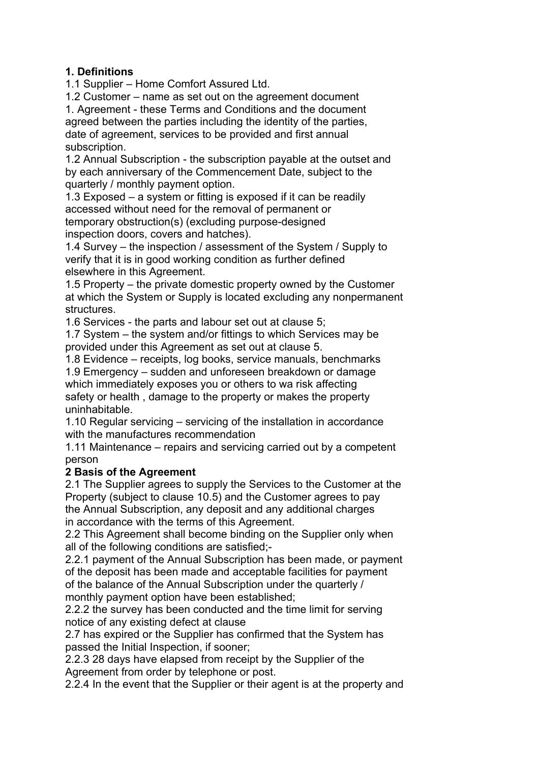**1. Definitions**

1.1 Supplier – Home Comfort Assured Ltd.

1.2 Customer – name as set out on the agreement document

1. Agreement - these Terms and Conditions and the document agreed between the parties including the identity of the parties, date of agreement, services to be provided and first annual subscription.

1.2 Annual Subscription - the subscription payable at the outset and by each anniversary of the Commencement Date, subject to the quarterly / monthly payment option.

1.3 Exposed – a system or fitting is exposed if it can be readily accessed without need for the removal of permanent or temporary obstruction(s) (excluding purpose-designed inspection doors, covers and hatches).

1.4 Survey – the inspection / assessment of the System / Supply to verify that it is in good working condition as further defined elsewhere in this Agreement.

1.5 Property – the private domestic property owned by the Customer at which the System or Supply is located excluding any nonpermanent structures.

1.6 Services - the parts and labour set out at clause 5;

1.7 System – the system and/or fittings to which Services may be provided under this Agreement as set out at clause 5.

1.8 Evidence – receipts, log books, service manuals, benchmarks

1.9 Emergency – sudden and unforeseen breakdown or damage which immediately exposes you or others to wa risk affecting safety or health , damage to the property or makes the property uninhabitable.

1.10 Regular servicing – servicing of the installation in accordance with the manufactures recommendation

1.11 Maintenance – repairs and servicing carried out by a competent person

**2 Basis of the Agreement**

2.1 The Supplier agrees to supply the Services to the Customer at the Property (subject to clause 10.5) and the Customer agrees to pay the Annual Subscription, any deposit and any additional charges in accordance with the terms of this Agreement.

2.2 This Agreement shall become binding on the Supplier only when all of the following conditions are satisfied;-

2.2.1 payment of the Annual Subscription has been made, or payment of the deposit has been made and acceptable facilities for payment of the balance of the Annual Subscription under the quarterly / monthly payment option have been established;

2.2.2 the survey has been conducted and the time limit for serving notice of any existing defect at clause 2.7 has expired or the Supplier has confirmed that the System has passed the Initial Inspection, if sooner;

2.2.3 28 days have elapsed from receipt by the Supplier of the Agreement from order by telephone or post.

2.2.4 In the event that the Supplier or their agent is at the property and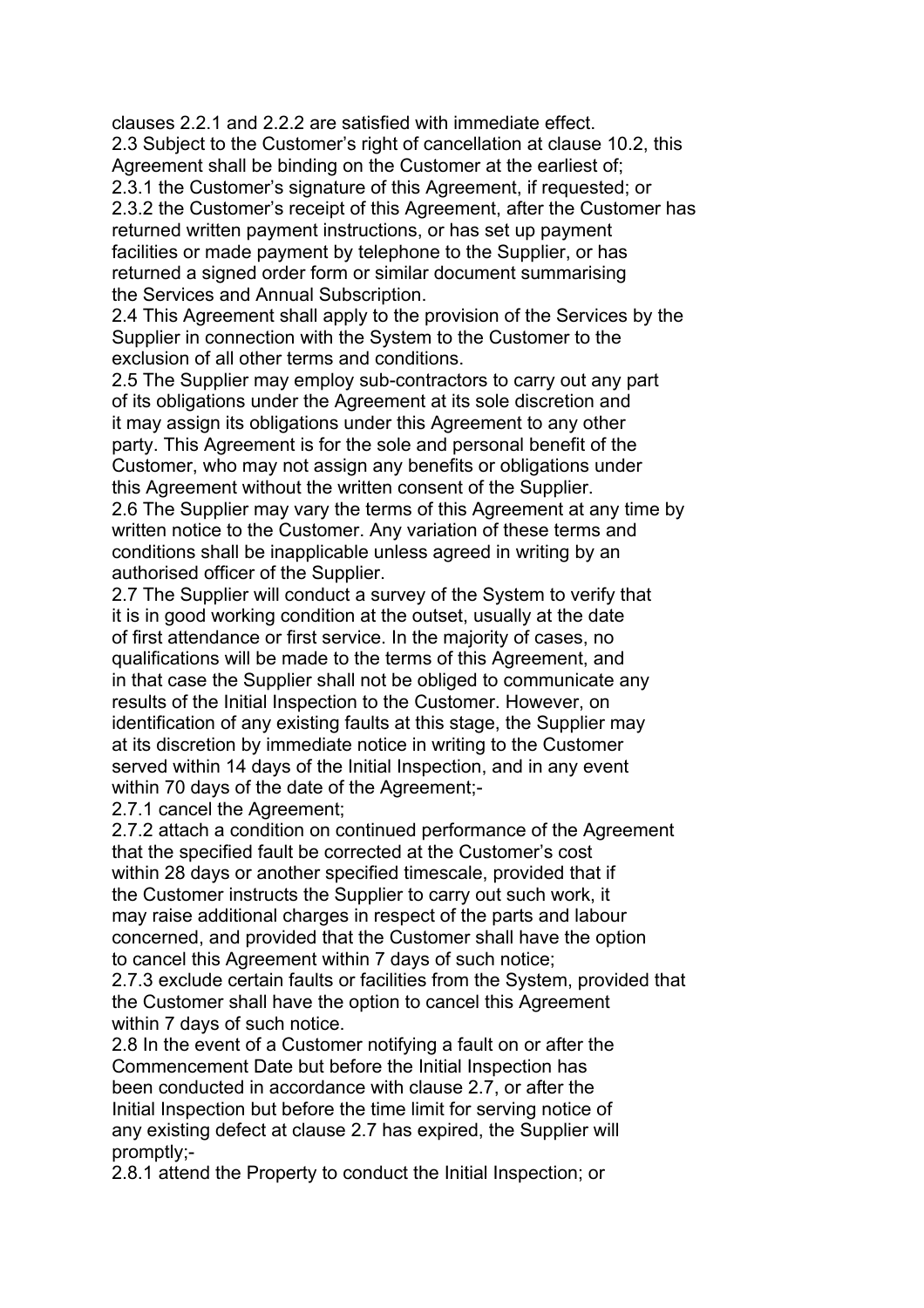clauses 2.2.1 and 2.2.2 are satisfied with immediate effect.

2.3 Subject to the Customer's right of cancellation at clause 10.2, this Agreement shall be binding on the Customer at the earliest of;

2.3.1 the Customer's signature of this Agreement, if requested; or

2.3.2 the Customer's receipt of this Agreement, after the Customer has returned written payment instructions, or has set up payment facilities or made payment by telephone to the Supplier, or has returned a signed order form or similar document summarising the Services and Annual Subscription.

2.4 This Agreement shall apply to the provision of the Services by the Supplier in connection with the System to the Customer to the exclusion of all other terms and conditions.

2.5 The Supplier may employ sub-contractors to carry out any part of its obligations under the Agreement at its sole discretion and it may assign its obligations under this Agreement to any other party. This Agreement is for the sole and personal benefit of the Customer, who may not assign any benefits or obligations under this Agreement without the written consent of the Supplier.

2.6 The Supplier may vary the terms of this Agreement at any time by written notice to the Customer. Any variation of these terms and conditions shall be inapplicable unless agreed in writing by an authorised officer of the Supplier.

2.7 The Supplier will conduct a survey of the System to verify that it is in good working condition at the outset, usually at the date of first attendance or first service. In the majority of cases, no qualifications will be made to the terms of this Agreement, and in that case the Supplier shall not be obliged to communicate any results of the Initial Inspection to the Customer. However, on identification of any existing faults at this stage, the Supplier may at its discretion by immediate notice in writing to the Customer served within 14 days of the Initial Inspection, and in any event within 70 days of the date of the Agreement;-

2.7.1 cancel the Agreement;

2.7.2 attach a condition on continued performance of the Agreement that the specified fault be corrected at the Customer's cost within 28 days or another specified timescale, provided that if the Customer instructs the Supplier to carry out such work, it may raise additional charges in respect of the parts and labour concerned, and provided that the Customer shall have the option to cancel this Agreement within 7 days of such notice;

2.7.3 exclude certain faults or facilities from the System, provided that the Customer shall have the option to cancel this Agreement within 7 days of such notice.

2.8 In the event of a Customer notifying a fault on or after the Commencement Date but before the Initial Inspection has been conducted in accordance with clause 2.7, or after the Initial Inspection but before the time limit for serving notice of any existing defect at clause 2.7 has expired, the Supplier will promptly;-

2.8.1 attend the Property to conduct the Initial Inspection; or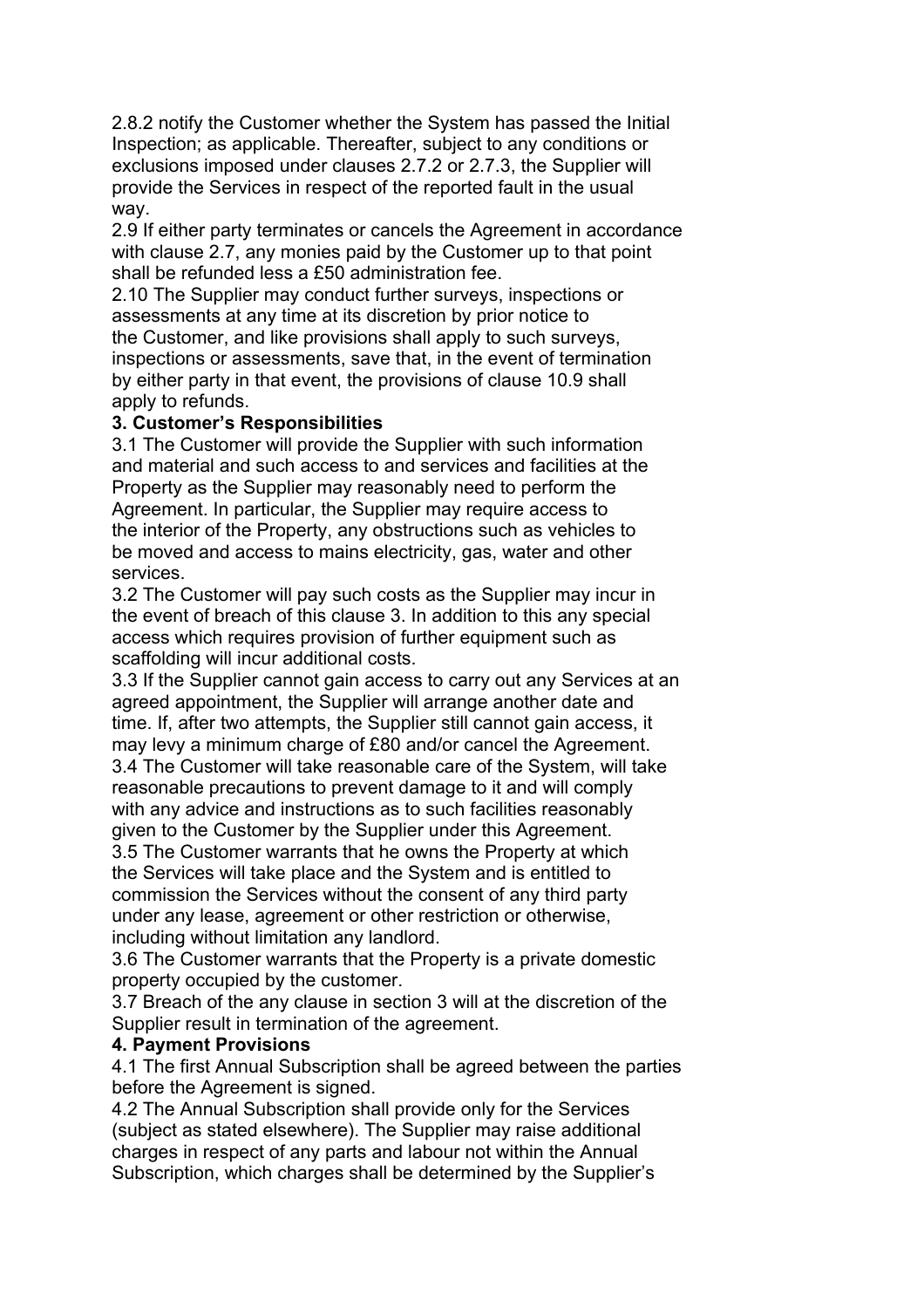2.8.2 notify the Customer whether the System has passed the Initial Inspection; as applicable. Thereafter, subject to any conditions or exclusions imposed under clauses 2.7.2 or 2.7.3, the Supplier will provide the Services in respect of the reported fault in the usual way.

2.9 If either party terminates or cancels the Agreement in accordance with clause 2.7, any monies paid by the Customer up to that point shall be refunded less a £50 administration fee.

2.10 The Supplier may conduct further surveys, inspections or assessments at any time at its discretion by prior notice to the Customer, and like provisions shall apply to such surveys, inspections or assessments, save that, in the event of termination by either party in that event, the provisions of clause 10.9 shall apply to refunds.

**3. Customer's Responsibilities**

3.1 The Customer will provide the Supplier with such information and material and such access to and services and facilities at the Property as the Supplier may reasonably need to perform the Agreement. In particular, the Supplier may require access to the interior of the Property, any obstructions such as vehicles to be moved and access to mains electricity, gas, water and other services.

3.2 The Customer will pay such costs as the Supplier may incur in the event of breach of this clause 3. In addition to this any special access which requires provision of further equipment such as scaffolding will incur additional costs.

3.3 If the Supplier cannot gain access to carry out any Services at an agreed appointment, the Supplier will arrange another date and time. If, after two attempts, the Supplier still cannot gain access, it may levy a minimum charge of £80 and/or cancel the Agreement.

3.4 The Customer will take reasonable care of the System, will take reasonable precautions to prevent damage to it and will comply with any advice and instructions as to such facilities reasonably given to the Customer by the Supplier under this Agreement.

3.5 The Customer warrants that he owns the Property at which the Services will take place and the System and is entitled to commission the Services without the consent of any third party under any lease, agreement or other restriction or otherwise, including without limitation any landlord.

3.6 The Customer warrants that the Property is a private domestic property occupied by the customer.

3.7 Breach of the any clause in section 3 will at the discretion of the Supplier result in termination of the agreement.

**4. Payment Provisions**

4.1 The first Annual Subscription shall be agreed between the parties before the Agreement is signed.

4.2 The Annual Subscription shall provide only for the Services (subject as stated elsewhere). The Supplier may raise additional charges in respect of any parts and labour not within the Annual Subscription, which charges shall be determined by the Supplier's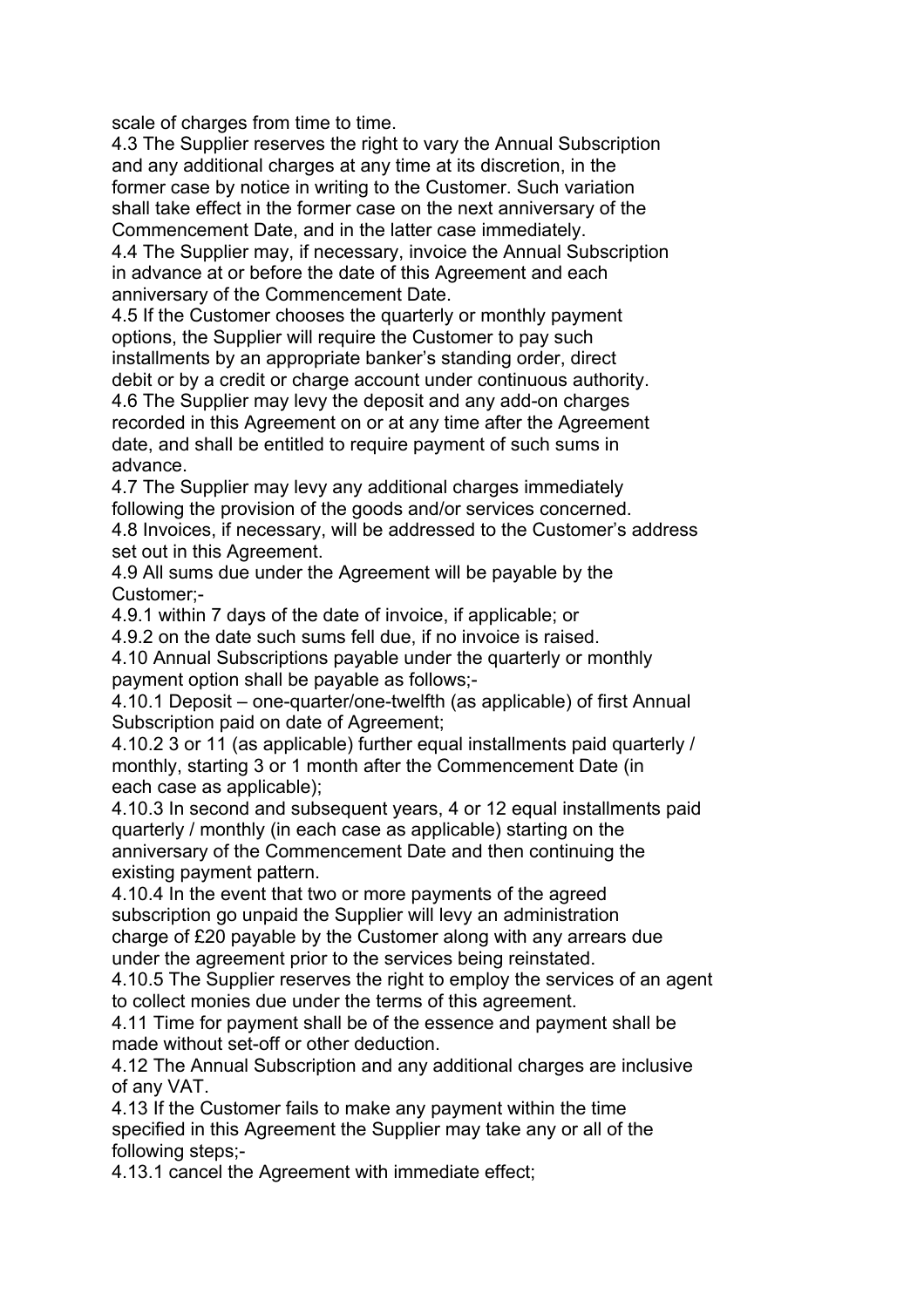scale of charges from time to time.

4.3 The Supplier reserves the right to vary the Annual Subscription and any additional charges at any time at its discretion, in the former case by notice in writing to the Customer. Such variation shall take effect in the former case on the next anniversary of the Commencement Date, and in the latter case immediately.

4.4 The Supplier may, if necessary, invoice the Annual Subscription in advance at or before the date of this Agreement and each anniversary of the Commencement Date.

4.5 If the Customer chooses the quarterly or monthly payment options, the Supplier will require the Customer to pay such installments by an appropriate banker's standing order, direct debit or by a credit or charge account under continuous authority.

4.6 The Supplier may levy the deposit and any add-on charges recorded in this Agreement on or at any time after the Agreement date, and shall be entitled to require payment of such sums in advance.

4.7 The Supplier may levy any additional charges immediately following the provision of the goods and/or services concerned.

4.8 Invoices, if necessary, will be addressed to the Customer's address set out in this Agreement.

4.9 All sums due under the Agreement will be payable by the Customer;-

4.9.1 within 7 days of the date of invoice, if applicable; or

4.9.2 on the date such sums fell due, if no invoice is raised.

4.10 Annual Subscriptions payable under the quarterly or monthly payment option shall be payable as follows;-

4.10.1 Deposit – one-quarter/one-twelfth (as applicable) of first Annual Subscription paid on date of Agreement;

4.10.2 3 or 11 (as applicable) further equal installments paid quarterly / monthly, starting 3 or 1 month after the Commencement Date (in each case as applicable);

4.10.3 In second and subsequent years, 4 or 12 equal installments paid quarterly / monthly (in each case as applicable) starting on the anniversary of the Commencement Date and then continuing the existing payment pattern.

4.10.4 In the event that two or more payments of the agreed subscription go unpaid the Supplier will levy an administration charge of £20 payable by the Customer along with any arrears due under the agreement prior to the services being reinstated.

4.10.5 The Supplier reserves the right to employ the services of an agent to collect monies due under the terms of this agreement.

4.11 Time for payment shall be of the essence and payment shall be made without set-off or other deduction.

4.12 The Annual Subscription and any additional charges are inclusive of any VAT.

4.13 If the Customer fails to make any payment within the time specified in this Agreement the Supplier may take any or all of the following steps;-

4.13.1 cancel the Agreement with immediate effect;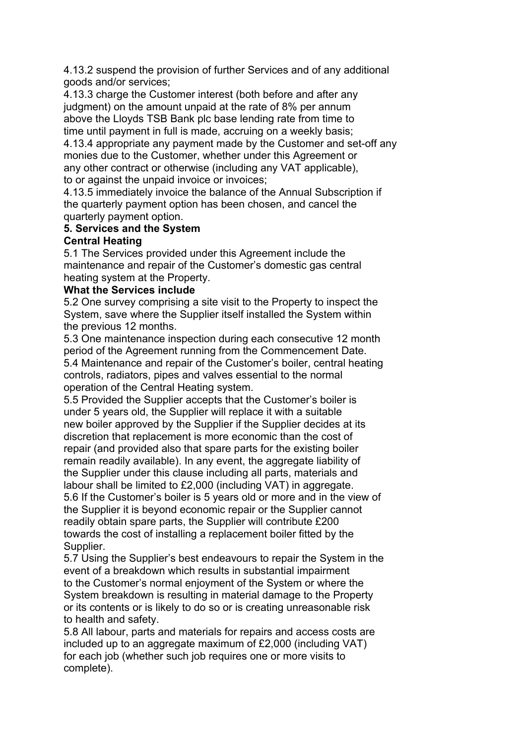4.13.2 suspend the provision of further Services and of any additional goods and/or services;

4.13.3 charge the Customer interest (both before and after any judgment) on the amount unpaid at the rate of 8% per annum above the Lloyds TSB Bank plc base lending rate from time to time until payment in full is made, accruing on a weekly basis;

4.13.4 appropriate any payment made by the Customer and set-off any monies due to the Customer, whether under this Agreement or any other contract or otherwise (including any VAT applicable), to or against the unpaid invoice or invoices;

4.13.5 immediately invoice the balance of the Annual Subscription if the quarterly payment option has been chosen, and cancel the quarterly payment option.

**5. Services and the System**

**Central Heating**

5.1 The Services provided under this Agreement include the maintenance and repair of the Customer's domestic gas central heating system at the Property.

**What the Services include**

5.2 One survey comprising a site visit to the Property to inspect the System, save where the Supplier itself installed the System within the previous 12 months.

5.3 One maintenance inspection during each consecutive 12 month period of the Agreement running from the Commencement Date.

5.4 Maintenance and repair of the Customer's boiler, central heating controls, radiators, pipes and valves essential to the normal operation of the Central Heating system.

5.5 Provided the Supplier accepts that the Customer's boiler is under 5 years old, the Supplier will replace it with a suitable new boiler approved by the Supplier if the Supplier decides at its discretion that replacement is more economic than the cost of repair (and provided also that spare parts for the existing boiler remain readily available). In any event, the aggregate liability of the Supplier under this clause including all parts, materials and labour shall be limited to £2,000 (including VAT) in aggregate.

5.6 If the Customer's boiler is 5 years old or more and in the view of the Supplier it is beyond economic repair or the Supplier cannot readily obtain spare parts, the Supplier will contribute £200 towards the cost of installing a replacement boiler fitted by the Supplier.

5.7 Using the Supplier's best endeavours to repair the System in the event of a breakdown which results in substantial impairment to the Customer's normal enjoyment of the System or where the System breakdown is resulting in material damage to the Property or its contents or is likely to do so or is creating unreasonable risk to health and safety.

5.8 All labour, parts and materials for repairs and access costs are included up to an aggregate maximum of £2,000 (including VAT) for each job (whether such job requires one or more visits to complete).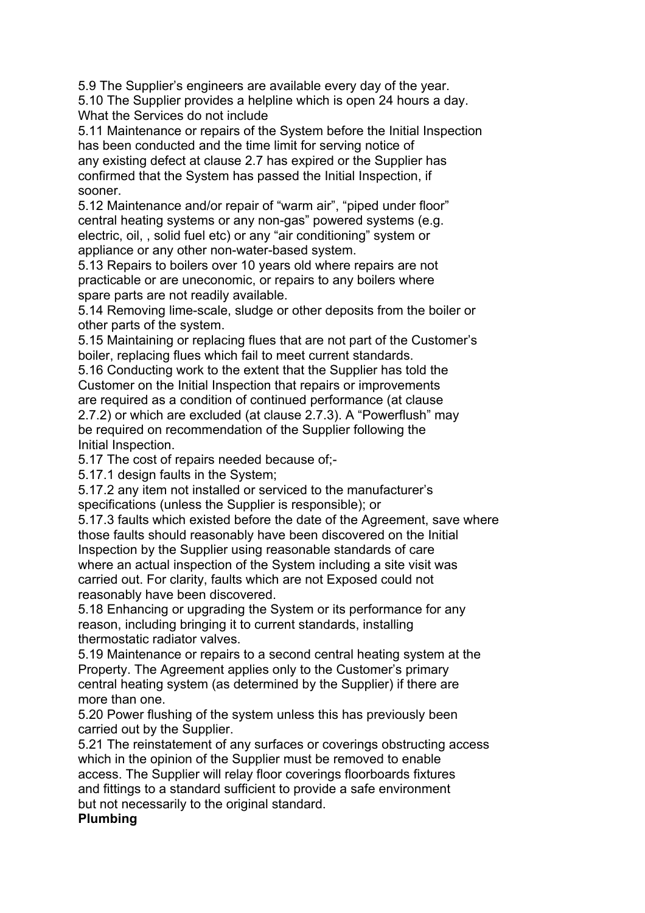5.9 The Supplier's engineers are available every day of the year.

5.10 The Supplier provides a helpline which is open 24 hours a day.

What the Services do not include

5.11 Maintenance or repairs of the System before the Initial Inspection has been conducted and the time limit for serving notice of any existing defect at clause 2.7 has expired or the Supplier has confirmed that the System has passed the Initial Inspection, if sooner.

5.12 Maintenance and/or repair of "warm air", "piped under floor" central heating systems or any non-gas" powered systems (e.g. electric, oil, , solid fuel etc) or any "air conditioning" system or appliance or any other non-water-based system.

5.13 Repairs to boilers over 10 years old where repairs are not practicable or are uneconomic, or repairs to any boilers where spare parts are not readily available.

5.14 Removing lime-scale, sludge or other deposits from the boiler or other parts of the system.

5.15 Maintaining or replacing flues that are not part of the Customer's boiler, replacing flues which fail to meet current standards.

5.16 Conducting work to the extent that the Supplier has told the Customer on the Initial Inspection that repairs or improvements are required as a condition of continued performance (at clause 2.7.2) or which are excluded (at clause 2.7.3). A "Powerflush" may be required on recommendation of the Supplier following the Initial Inspection.

5.17 The cost of repairs needed because of;-

5.17.1 design faults in the System;

5.17.2 any item not installed or serviced to the manufacturer's specifications (unless the Supplier is responsible); or

5.17.3 faults which existed before the date of the Agreement, save where those faults should reasonably have been discovered on the Initial Inspection by the Supplier using reasonable standards of care where an actual inspection of the System including a site visit was carried out. For clarity, faults which are not Exposed could not reasonably have been discovered.

5.18 Enhancing or upgrading the System or its performance for any reason, including bringing it to current standards, installing thermostatic radiator valves.

5.19 Maintenance or repairs to a second central heating system at the Property. The Agreement applies only to the Customer's primary central heating system (as determined by the Supplier) if there are more than one.

5.20 Power flushing of the system unless this has previously been carried out by the Supplier.

5.21 The reinstatement of any surfaces or coverings obstructing access which in the opinion of the Supplier must be removed to enable access. The Supplier will relay floor coverings floorboards fixtures and fittings to a standard sufficient to provide a safe environment but not necessarily to the original standard.

**Plumbing**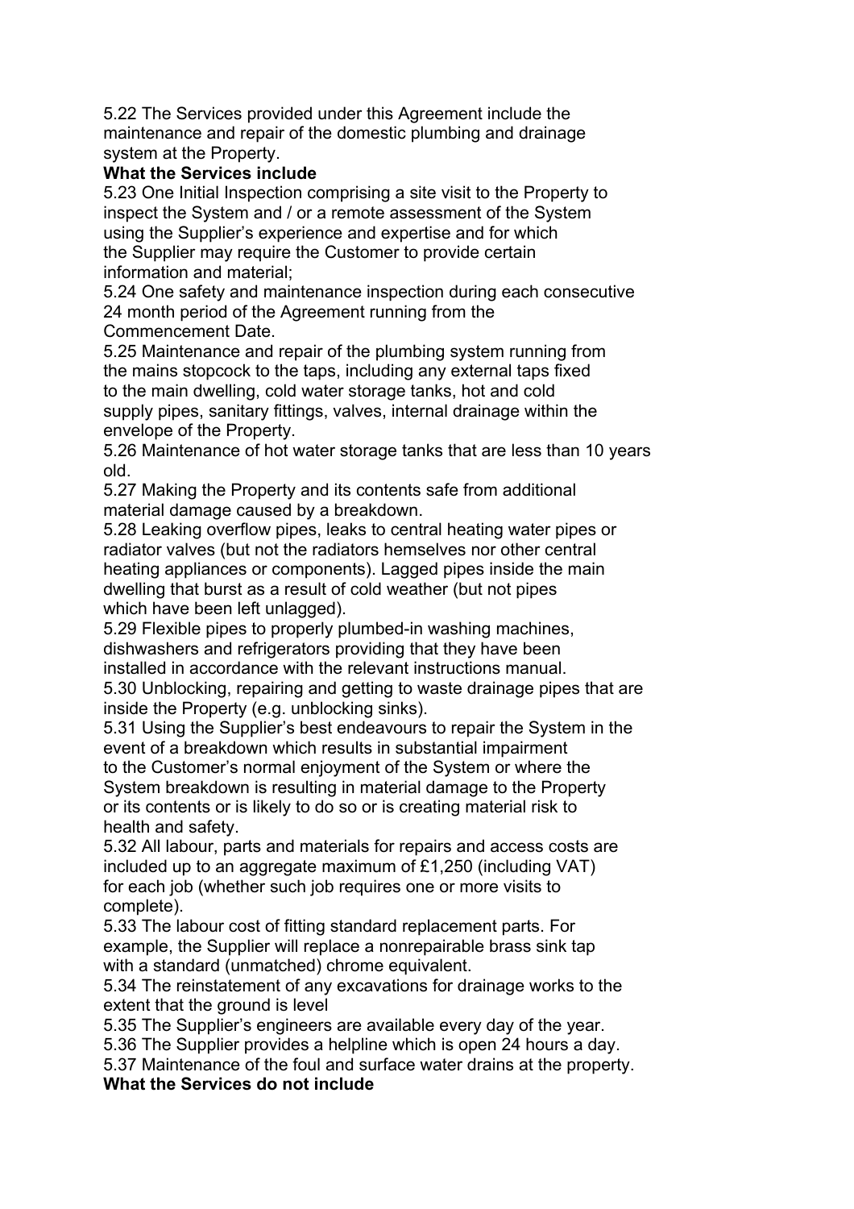5.22 The Services provided under this Agreement include the maintenance and repair of the domestic plumbing and drainage system at the Property.

**What the Services include**

5.23 One Initial Inspection comprising a site visit to the Property to inspect the System and / or a remote assessment of the System using the Supplier's experience and expertise and for which the Supplier may require the Customer to provide certain information and material;

5.24 One safety and maintenance inspection during each consecutive 24 month period of the Agreement running from the Commencement Date.

5.25 Maintenance and repair of the plumbing system running from the mains stopcock to the taps, including any external taps fixed to the main dwelling, cold water storage tanks, hot and cold supply pipes, sanitary fittings, valves, internal drainage within the envelope of the Property.

5.26 Maintenance of hot water storage tanks that are less than 10 years old.

5.27 Making the Property and its contents safe from additional material damage caused by a breakdown.

5.28 Leaking overflow pipes, leaks to central heating water pipes or radiator valves (but not the radiators hemselves nor other central heating appliances or components). Lagged pipes inside the main dwelling that burst as a result of cold weather (but not pipes which have been left unlagged).

5.29 Flexible pipes to properly plumbed-in washing machines, dishwashers and refrigerators providing that they have been installed in accordance with the relevant instructions manual.

5.30 Unblocking, repairing and getting to waste drainage pipes that are inside the Property (e.g. unblocking sinks).

5.31 Using the Supplier's best endeavours to repair the System in the event of a breakdown which results in substantial impairment to the Customer's normal enjoyment of the System or where the System breakdown is resulting in material damage to the Property or its contents or is likely to do so or is creating material risk to health and safety.

5.32 All labour, parts and materials for repairs and access costs are included up to an aggregate maximum of £1,250 (including VAT) for each job (whether such job requires one or more visits to complete).

5.33 The labour cost of fitting standard replacement parts. For example, the Supplier will replace a nonrepairable brass sink tap with a standard (unmatched) chrome equivalent.

5.34 The reinstatement of any excavations for drainage works to the extent that the ground is level

5.35 The Supplier's engineers are available every day of the year.

5.36 The Supplier provides a helpline which is open 24 hours a day.

5.37 Maintenance of the foul and surface water drains at the property.

**What the Services do not include**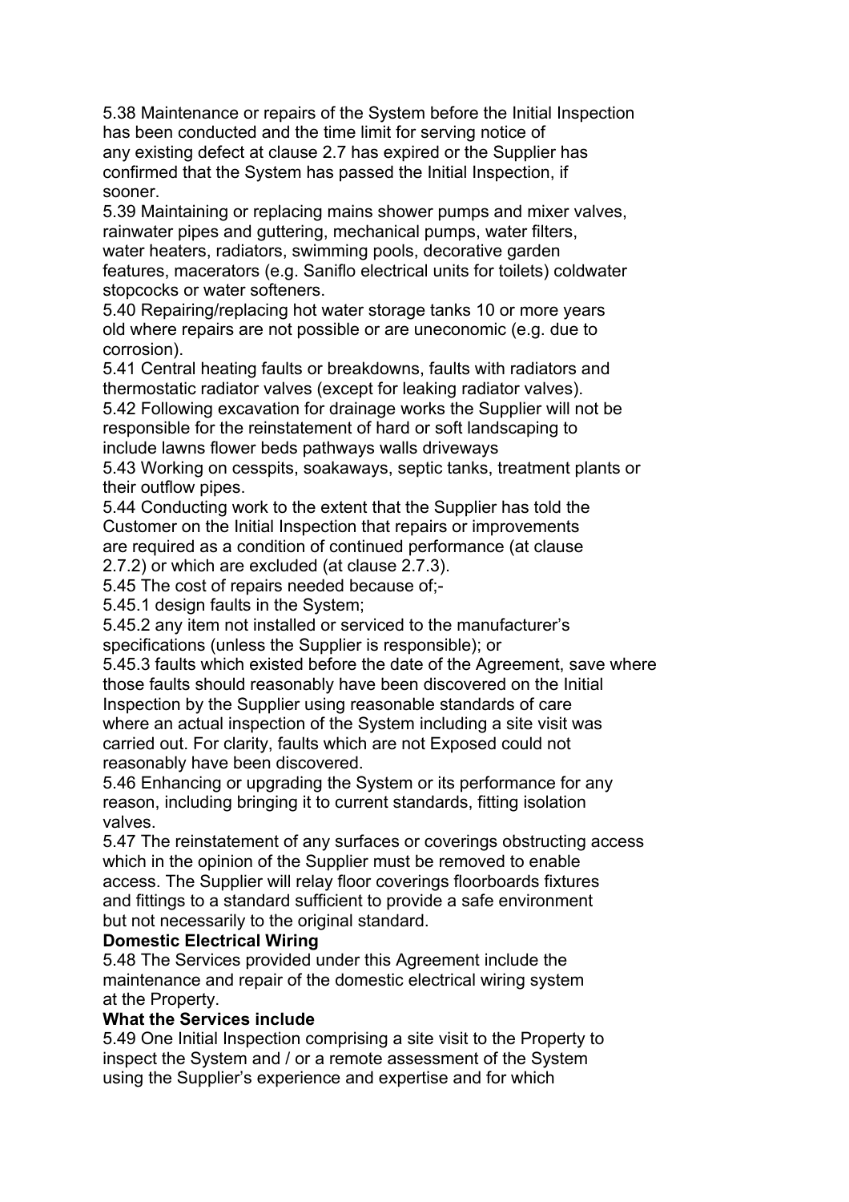5.38 Maintenance or repairs of the System before the Initial Inspection has been conducted and the time limit for serving notice of any existing defect at clause 2.7 has expired or the Supplier has confirmed that the System has passed the Initial Inspection, if sooner.

5.39 Maintaining or replacing mains shower pumps and mixer valves, rainwater pipes and guttering, mechanical pumps, water filters, water heaters, radiators, swimming pools, decorative garden features, macerators (e.g. Saniflo electrical units for toilets) coldwater stopcocks or water softeners.

5.40 Repairing/replacing hot water storage tanks 10 or more years old where repairs are not possible or are uneconomic (e.g. due to corrosion).

5.41 Central heating faults or breakdowns, faults with radiators and thermostatic radiator valves (except for leaking radiator valves).

5.42 Following excavation for drainage works the Supplier will not be responsible for the reinstatement of hard or soft landscaping to include lawns flower beds pathways walls driveways

5.43 Working on cesspits, soakaways, septic tanks, treatment plants or their outflow pipes.

5.44 Conducting work to the extent that the Supplier has told the Customer on the Initial Inspection that repairs or improvements are required as a condition of continued performance (at clause 2.7.2) or which are excluded (at clause 2.7.3).

5.45 The cost of repairs needed because of;-

5.45.1 design faults in the System;

5.45.2 any item not installed or serviced to the manufacturer's specifications (unless the Supplier is responsible); or

5.45.3 faults which existed before the date of the Agreement, save where those faults should reasonably have been discovered on the Initial Inspection by the Supplier using reasonable standards of care where an actual inspection of the System including a site visit was carried out. For clarity, faults which are not Exposed could not reasonably have been discovered.

5.46 Enhancing or upgrading the System or its performance for any reason, including bringing it to current standards, fitting isolation valves.

5.47 The reinstatement of any surfaces or coverings obstructing access which in the opinion of the Supplier must be removed to enable access. The Supplier will relay floor coverings floorboards fixtures and fittings to a standard sufficient to provide a safe environment but not necessarily to the original standard.

**Domestic Electrical Wiring**

5.48 The Services provided under this Agreement include the maintenance and repair of the domestic electrical wiring system at the Property.

**What the Services include**

5.49 One Initial Inspection comprising a site visit to the Property to inspect the System and / or a remote assessment of the System using the Supplier's experience and expertise and for which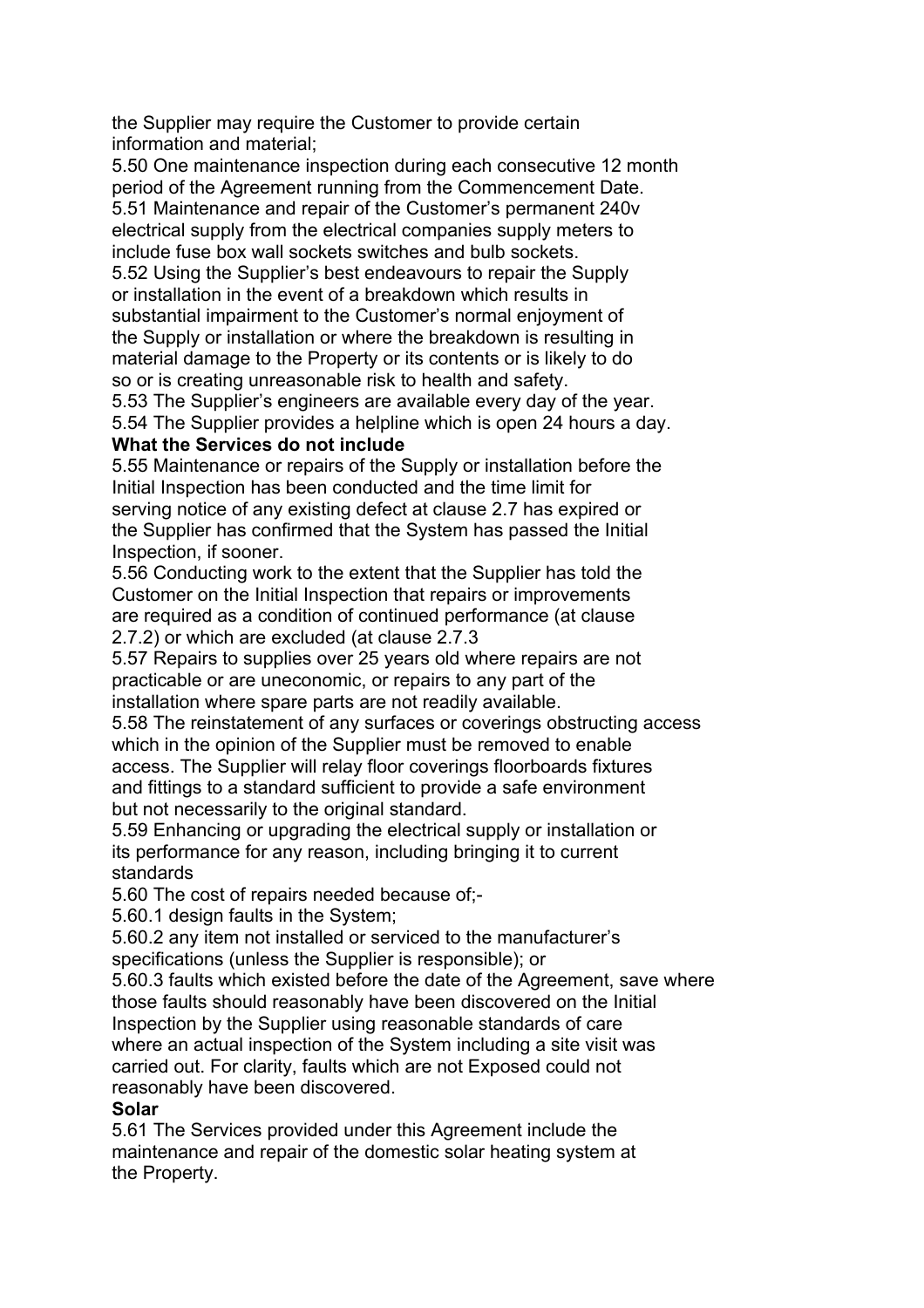the Supplier may require the Customer to provide certain information and material;

5.50 One maintenance inspection during each consecutive 12 month period of the Agreement running from the Commencement Date.

5.51 Maintenance and repair of the Customer's permanent 240v electrical supply from the electrical companies supply meters to include fuse box wall sockets switches and bulb sockets.

5.52 Using the Supplier's best endeavours to repair the Supply or installation in the event of a breakdown which results in substantial impairment to the Customer's normal enjoyment of the Supply or installation or where the breakdown is resulting in material damage to the Property or its contents or is likely to do so or is creating unreasonable risk to health and safety.

5.53 The Supplier's engineers are available every day of the year.

5.54 The Supplier provides a helpline which is open 24 hours a day.

**What the Services do not include**

5.55 Maintenance or repairs of the Supply or installation before the Initial Inspection has been conducted and the time limit for serving notice of any existing defect at clause 2.7 has expired or the Supplier has confirmed that the System has passed the Initial Inspection, if sooner.

5.56 Conducting work to the extent that the Supplier has told the Customer on the Initial Inspection that repairs or improvements are required as a condition of continued performance (at clause 2.7.2) or which are excluded (at clause 2.7.3

5.57 Repairs to supplies over 25 years old where repairs are not practicable or are uneconomic, or repairs to any part of the installation where spare parts are not readily available.

5.58 The reinstatement of any surfaces or coverings obstructing access which in the opinion of the Supplier must be removed to enable access. The Supplier will relay floor coverings floorboards fixtures and fittings to a standard sufficient to provide a safe environment but not necessarily to the original standard.

5.59 Enhancing or upgrading the electrical supply or installation or its performance for any reason, including bringing it to current standards

5.60 The cost of repairs needed because of;-

5.60.1 design faults in the System;

5.60.2 any item not installed or serviced to the manufacturer's specifications (unless the Supplier is responsible); or

5.60.3 faults which existed before the date of the Agreement, save where those faults should reasonably have been discovered on the Initial Inspection by the Supplier using reasonable standards of care where an actual inspection of the System including a site visit was carried out. For clarity, faults which are not Exposed could not reasonably have been discovered.

**Solar**

5.61 The Services provided under this Agreement include the maintenance and repair of the domestic solar heating system at the Property.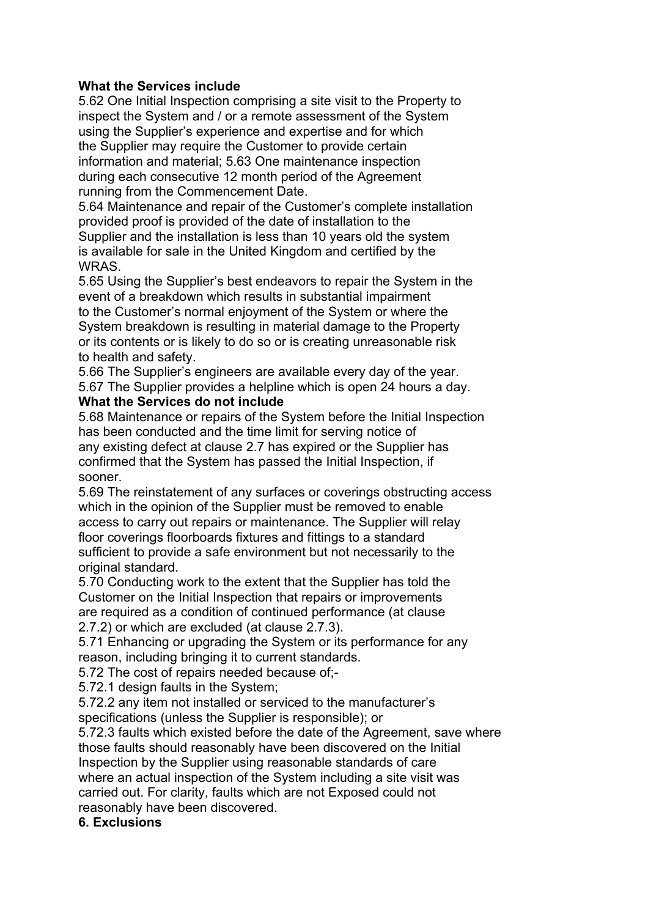**What the Services include**

5.62 One Initial Inspection comprising a site visit to the Property to inspect the System and / or a remote assessment of the System using the Supplier's experience and expertise and for which the Supplier may require the Customer to provide certain information and material; 5.63 One maintenance inspection during each consecutive 12 month period of the Agreement running from the Commencement Date.

5.64 Maintenance and repair of the Customer's complete installation provided proof is provided of the date of installation to the Supplier and the installation is less than 10 years old the system is available for sale in the United Kingdom and certified by the WRAS.

5.65 Using the Supplier's best endeavors to repair the System in the event of a breakdown which results in substantial impairment to the Customer's normal enjoyment of the System or where the System breakdown is resulting in material damage to the Property or its contents or is likely to do so or is creating unreasonable risk to health and safety.

5.66 The Supplier's engineers are available every day of the year.

5.67 The Supplier provides a helpline which is open 24 hours a day.

**What the Services do not include**

5.68 Maintenance or repairs of the System before the Initial Inspection has been conducted and the time limit for serving notice of any existing defect at clause 2.7 has expired or the Supplier has confirmed that the System has passed the Initial Inspection, if sooner.

5.69 The reinstatement of any surfaces or coverings obstructing access which in the opinion of the Supplier must be removed to enable access to carry out repairs or maintenance. The Supplier will relay floor coverings floorboards fixtures and fittings to a standard sufficient to provide a safe environment but not necessarily to the original standard.

5.70 Conducting work to the extent that the Supplier has told the Customer on the Initial Inspection that repairs or improvements are required as a condition of continued performance (at clause 2.7.2) or which are excluded (at clause 2.7.3).

5.71 Enhancing or upgrading the System or its performance for any reason, including bringing it to current standards.

5.72 The cost of repairs needed because of;-

5.72.1 design faults in the System;

5.72.2 any item not installed or serviced to the manufacturer's specifications (unless the Supplier is responsible); or

5.72.3 faults which existed before the date of the Agreement, save where those faults should reasonably have been discovered on the Initial Inspection by the Supplier using reasonable standards of care where an actual inspection of the System including a site visit was carried out. For clarity, faults which are not Exposed could not reasonably have been discovered.

**6. Exclusions**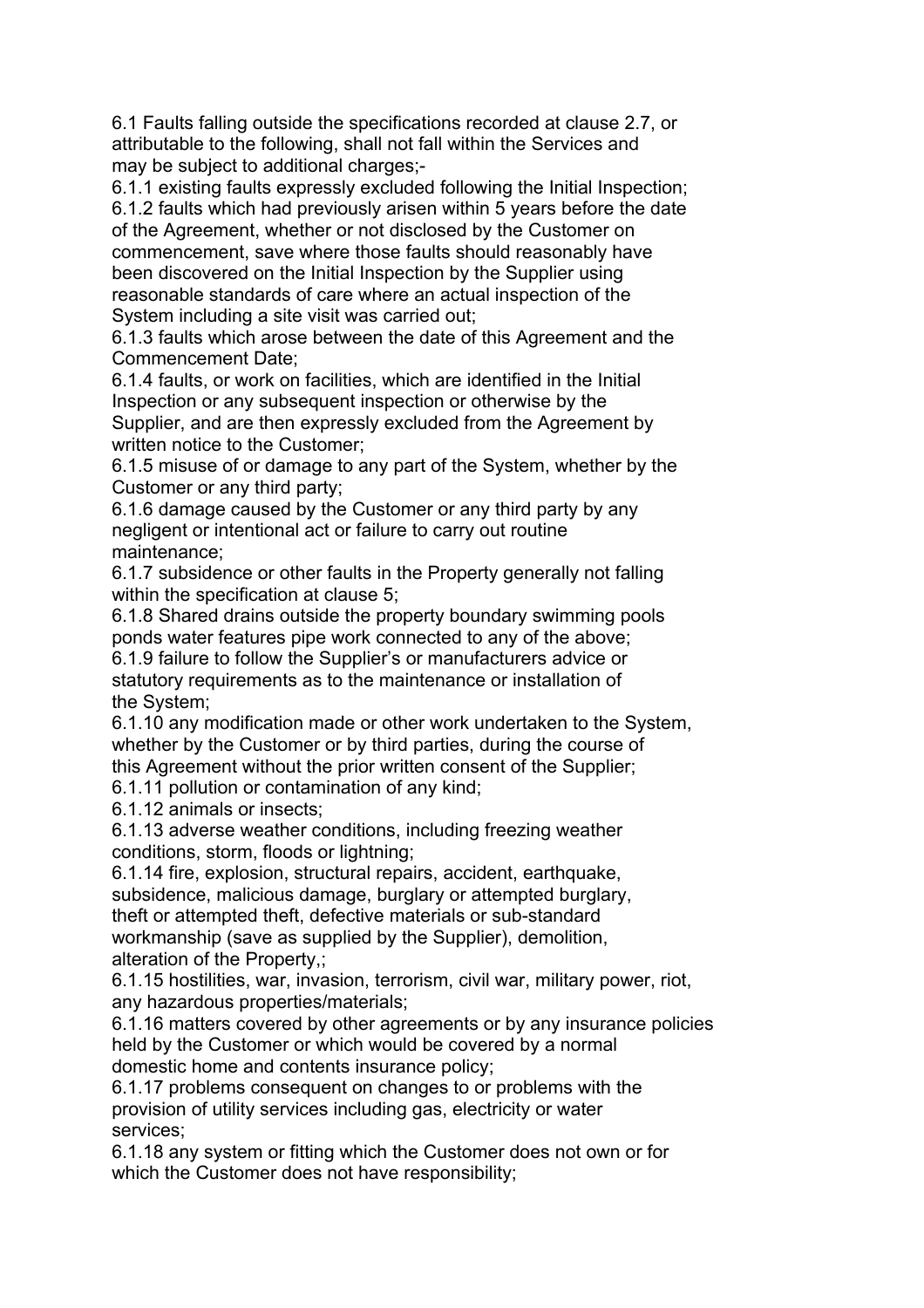6.1 Faults falling outside the specifications recorded at clause 2.7, or attributable to the following, shall not fall within the Services and may be subject to additional charges;-

6.1.1 existing faults expressly excluded following the Initial Inspection;

6.1.2 faults which had previously arisen within 5 years before the date of the Agreement, whether or not disclosed by the Customer on commencement, save where those faults should reasonably have been discovered on the Initial Inspection by the Supplier using reasonable standards of care where an actual inspection of the System including a site visit was carried out;

6.1.3 faults which arose between the date of this Agreement and the Commencement Date;

6.1.4 faults, or work on facilities, which are identified in the Initial Inspection or any subsequent inspection or otherwise by the Supplier, and are then expressly excluded from the Agreement by written notice to the Customer;

6.1.5 misuse of or damage to any part of the System, whether by the Customer or any third party;

6.1.6 damage caused by the Customer or any third party by any negligent or intentional act or failure to carry out routine maintenance;

6.1.7 subsidence or other faults in the Property generally not falling within the specification at clause 5;

6.1.8 Shared drains outside the property boundary swimming pools ponds water features pipe work connected to any of the above;

6.1.9 failure to follow the Supplier's or manufacturers advice or statutory requirements as to the maintenance or installation of the System;

6.1.10 any modification made or other work undertaken to the System, whether by the Customer or by third parties, during the course of this Agreement without the prior written consent of the Supplier;

6.1.11 pollution or contamination of any kind;

6.1.12 animals or insects;

6.1.13 adverse weather conditions, including freezing weather conditions, storm, floods or lightning;

6.1.14 fire, explosion, structural repairs, accident, earthquake, subsidence, malicious damage, burglary or attempted burglary, theft or attempted theft, defective materials or sub-standard workmanship (save as supplied by the Supplier), demolition, alteration of the Property,;

6.1.15 hostilities, war, invasion, terrorism, civil war, military power, riot, any hazardous properties/materials;

6.1.16 matters covered by other agreements or by any insurance policies held by the Customer or which would be covered by a normal domestic home and contents insurance policy;

6.1.17 problems consequent on changes to or problems with the provision of utility services including gas, electricity or water services;

6.1.18 any system or fitting which the Customer does not own or for which the Customer does not have responsibility;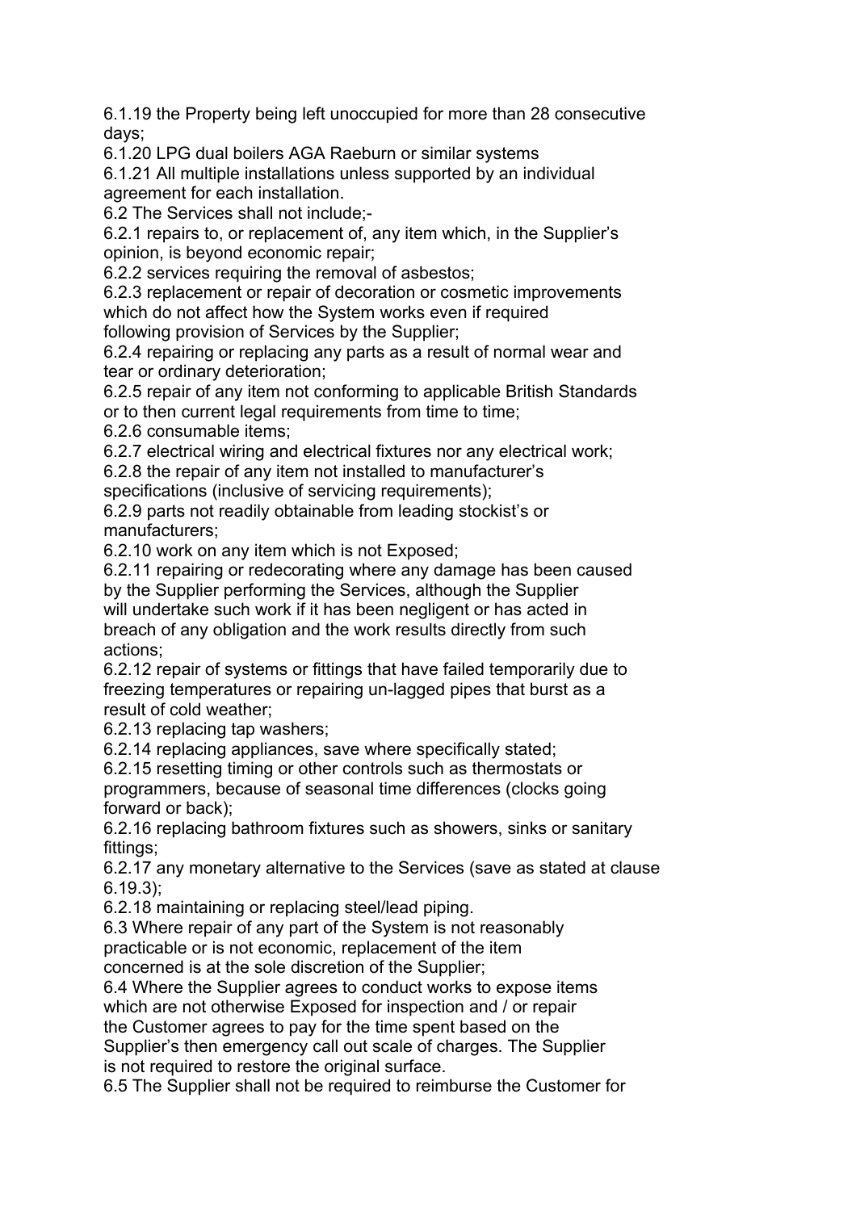6.1.19 the Property being left unoccupied for more than 28 consecutive days;

6.1.20 LPG dual boilers AGA Raeburn or similar systems

6.1.21 All multiple installations unless supported by an individual agreement for each installation.

6.2 The Services shall not include;-

6.2.1 repairs to, or replacement of, any item which, in the Supplier's opinion, is beyond economic repair;

6.2.2 services requiring the removal of asbestos;

6.2.3 replacement or repair of decoration or cosmetic improvements which do not affect how the System works even if required following provision of Services by the Supplier;

6.2.4 repairing or replacing any parts as a result of normal wear and tear or ordinary deterioration;

6.2.5 repair of any item not conforming to applicable British Standards or to then current legal requirements from time to time;

6.2.6 consumable items;

6.2.7 electrical wiring and electrical fixtures nor any electrical work;

6.2.8 the repair of any item not installed to manufacturer's specifications (inclusive of servicing requirements);

6.2.9 parts not readily obtainable from leading stockist's or manufacturers;

6.2.10 work on any item which is not Exposed;

6.2.11 repairing or redecorating where any damage has been caused by the Supplier performing the Services, although the Supplier will undertake such work if it has been negligent or has acted in breach of any obligation and the work results directly from such actions;

6.2.12 repair of systems or fittings that have failed temporarily due to freezing temperatures or repairing un-lagged pipes that burst as a result of cold weather;

6.2.13 replacing tap washers;

6.2.14 replacing appliances, save where specifically stated;

6.2.15 resetting timing or other controls such as thermostats or programmers, because of seasonal time differences (clocks going forward or back);

6.2.16 replacing bathroom fixtures such as showers, sinks or sanitary fittings;

6.2.17 any monetary alternative to the Services (save as stated at clause 6.19.3);

6.2.18 maintaining or replacing steel/lead piping.

6.3 Where repair of any part of the System is not reasonably practicable or is not economic, replacement of the item concerned is at the sole discretion of the Supplier;

6.4 Where the Supplier agrees to conduct works to expose items which are not otherwise Exposed for inspection and / or repair the Customer agrees to pay for the time spent based on the Supplier's then emergency call out scale of charges. The Supplier is not required to restore the original surface.

6.5 The Supplier shall not be required to reimburse the Customer for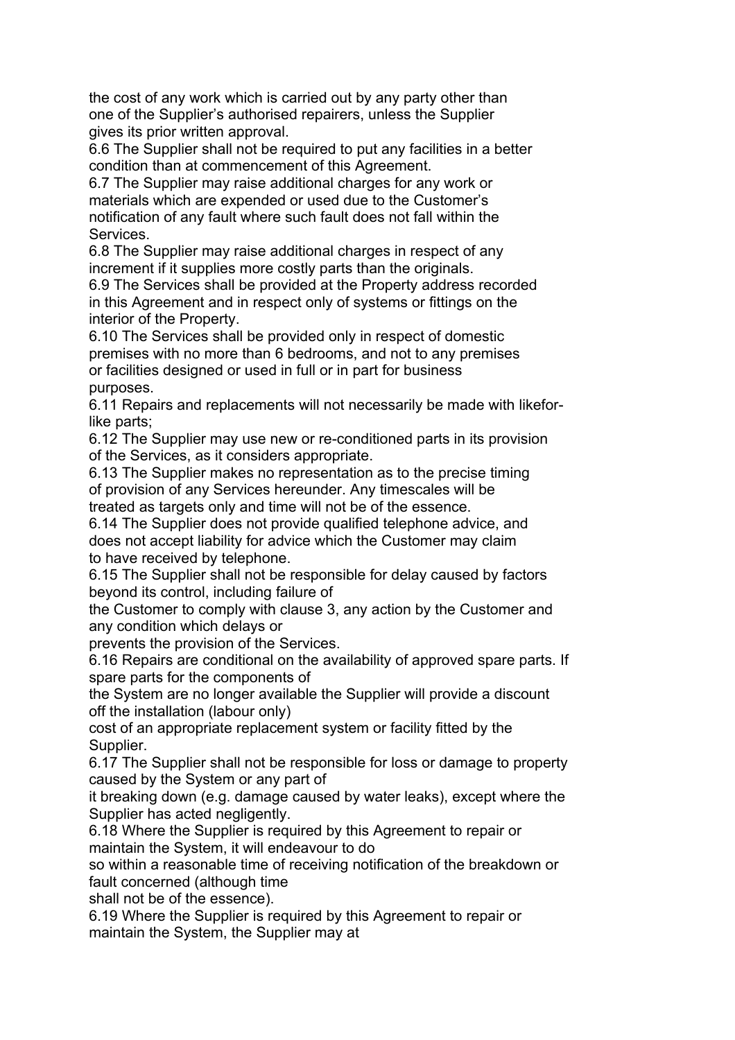the cost of any work which is carried out by any party other than one of the Supplier's authorised repairers, unless the Supplier gives its prior written approval.

6.6 The Supplier shall not be required to put any facilities in a better condition than at commencement of this Agreement.

6.7 The Supplier may raise additional charges for any work or materials which are expended or used due to the Customer's notification of any fault where such fault does not fall within the Services.

6.8 The Supplier may raise additional charges in respect of any increment if it supplies more costly parts than the originals.

6.9 The Services shall be provided at the Property address recorded in this Agreement and in respect only of systems or fittings on the interior of the Property.

6.10 The Services shall be provided only in respect of domestic premises with no more than 6 bedrooms, and not to any premises or facilities designed or used in full or in part for business purposes.

6.11 Repairs and replacements will not necessarily be made with likefor-like parts;

6.12 The Supplier may use new or re-conditioned parts in its provision of the Services, as it considers appropriate.

6.13 The Supplier makes no representation as to the precise timing of provision of any Services hereunder. Any timescales will be treated as targets only and time will not be of the essence.

6.14 The Supplier does not provide qualified telephone advice, and does not accept liability for advice which the Customer may claim to have received by telephone.

6.15 The Supplier shall not be responsible for delay caused by factors beyond its control, including failure of the Customer to comply with clause 3, any action by the Customer and any condition which delays or prevents the provision of the Services.

6.16 Repairs are conditional on the availability of approved spare parts. If spare parts for the components of the System are no longer available the Supplier will provide a discount off the installation (labour only) cost of an appropriate replacement system or facility fitted by the Supplier.

6.17 The Supplier shall not be responsible for loss or damage to property caused by the System or any part of it breaking down (e.g. damage caused by water leaks), except where the Supplier has acted negligently.

6.18 Where the Supplier is required by this Agreement to repair or maintain the System, it will endeavour to do so within a reasonable time of receiving notification of the breakdown or fault concerned (although time shall not be of the essence).

6.19 Where the Supplier is required by this Agreement to repair or maintain the System, the Supplier may at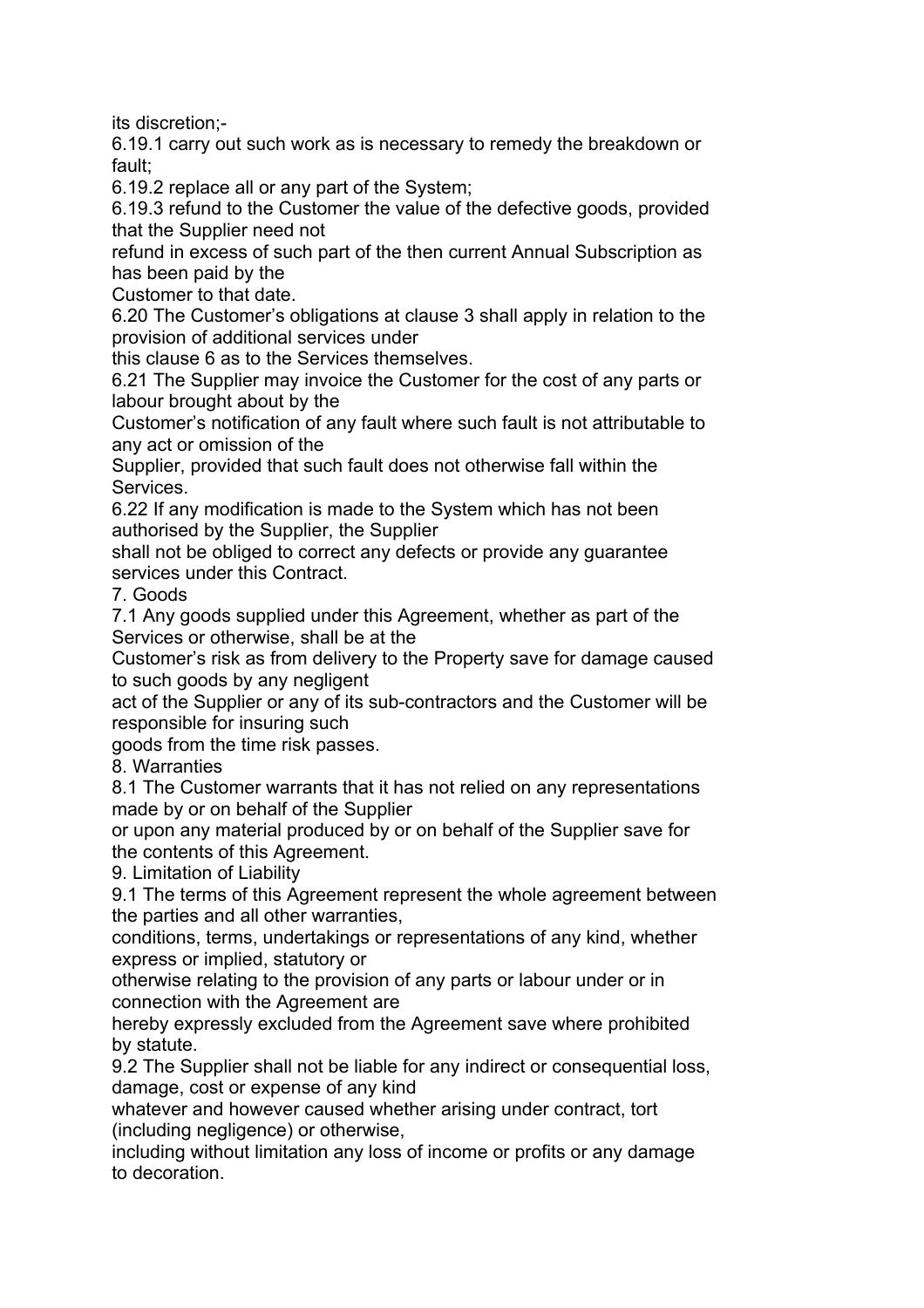its discretion;-

6.19.1 carry out such work as is necessary to remedy the breakdown or fault;

6.19.2 replace all or any part of the System;

6.19.3 refund to the Customer the value of the defective goods, provided that the Supplier need not refund in excess of such part of the then current Annual Subscription as has been paid by the Customer to that date.

6.20 The Customer's obligations at clause 3 shall apply in relation to the provision of additional services under this clause 6 as to the Services themselves.

6.21 The Supplier may invoice the Customer for the cost of any parts or labour brought about by the Customer's notification of any fault where such fault is not attributable to any act or omission of the Supplier, provided that such fault does not otherwise fall within the Services.

6.22 If any modification is made to the System which has not been authorised by the Supplier, the Supplier shall not be obliged to correct any defects or provide any guarantee services under this Contract.

7. Goods

7.1 Any goods supplied under this Agreement, whether as part of the Services or otherwise, shall be at the Customer's risk as from delivery to the Property save for damage caused to such goods by any negligent act of the Supplier or any of its sub-contractors and the Customer will be responsible for insuring such goods from the time risk passes.

8. Warranties

8.1 The Customer warrants that it has not relied on any representations made by or on behalf of the Supplier or upon any material produced by or on behalf of the Supplier save for the contents of this Agreement.

9. Limitation of Liability

9.1 The terms of this Agreement represent the whole agreement between the parties and all other warranties, conditions, terms, undertakings or representations of any kind, whether express or implied, statutory or otherwise relating to the provision of any parts or labour under or in connection with the Agreement are hereby expressly excluded from the Agreement save where prohibited by statute.

9.2 The Supplier shall not be liable for any indirect or consequential loss, damage, cost or expense of any kind whatever and however caused whether arising under contract, tort (including negligence) or otherwise, including without limitation any loss of income or profits or any damage to decoration.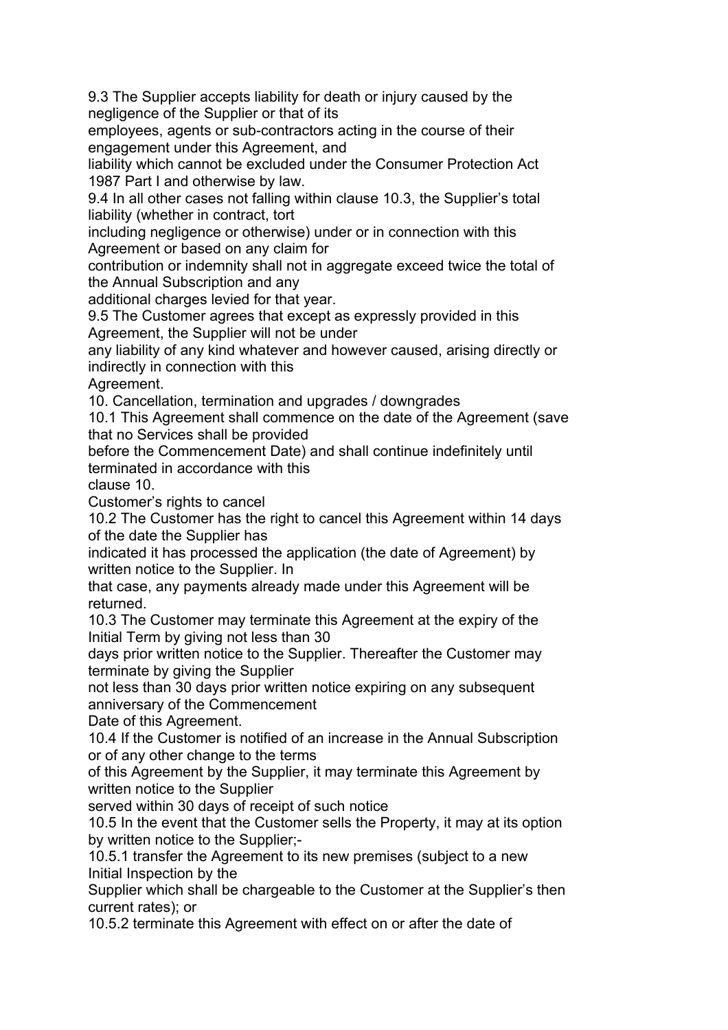9.3 The Supplier accepts liability for death or injury caused by the negligence of the Supplier or that of its employees, agents or sub-contractors acting in the course of their engagement under this Agreement, and liability which cannot be excluded under the Consumer Protection Act 1987 Part I and otherwise by law.

9.4 In all other cases not falling within clause 10.3, the Supplier's total liability (whether in contract, tort including negligence or otherwise) under or in connection with this Agreement or based on any claim for contribution or indemnity shall not in aggregate exceed twice the total of the Annual Subscription and any additional charges levied for that year.

9.5 The Customer agrees that except as expressly provided in this Agreement, the Supplier will not be under any liability of any kind whatever and however caused, arising directly or indirectly in connection with this Agreement.

10. Cancellation, termination and upgrades / downgrades

10.1 This Agreement shall commence on the date of the Agreement (save that no Services shall be provided before the Commencement Date) and shall continue indefinitely until terminated in accordance with this clause 10.

Customer's rights to cancel

10.2 The Customer has the right to cancel this Agreement within 14 days of the date the Supplier has indicated it has processed the application (the date of Agreement) by written notice to the Supplier. In that case, any payments already made under this Agreement will be returned.

10.3 The Customer may terminate this Agreement at the expiry of the Initial Term by giving not less than 30 days prior written notice to the Supplier. Thereafter the Customer may terminate by giving the Supplier not less than 30 days prior written notice expiring on any subsequent anniversary of the Commencement Date of this Agreement.

10.4 If the Customer is notified of an increase in the Annual Subscription or of any other change to the terms of this Agreement by the Supplier, it may terminate this Agreement by written notice to the Supplier served within 30 days of receipt of such notice

10.5 In the event that the Customer sells the Property, it may at its option by written notice to the Supplier;-

10.5.1 transfer the Agreement to its new premises (subject to a new Initial Inspection by the Supplier which shall be chargeable to the Customer at the Supplier's then current rates); or

10.5.2 terminate this Agreement with effect on or after the date of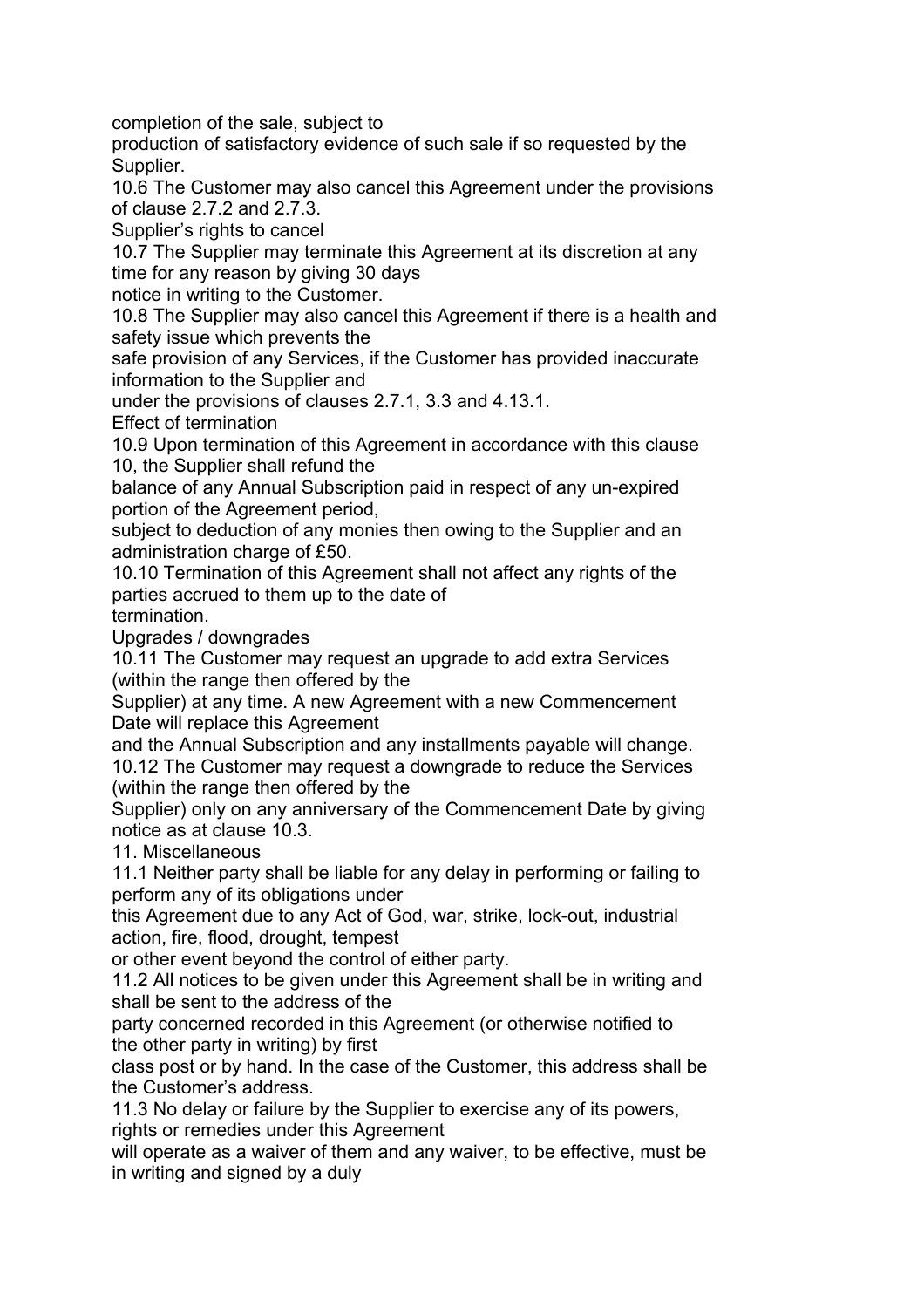completion of the sale, subject to production of satisfactory evidence of such sale if so requested by the Supplier.

10.6 The Customer may also cancel this Agreement under the provisions of clause 2.7.2 and 2.7.3.

### Supplier's rights to cancel

10.7 The Supplier may terminate this Agreement at its discretion at any time for any reason by giving 30 days notice in writing to the Customer.

10.8 The Supplier may also cancel this Agreement if there is a health and safety issue which prevents the safe provision of any Services, if the Customer has provided inaccurate information to the Supplier and under the provisions of clauses 2.7.1, 3.3 and 4.13.1.

### Effect of termination

10.9 Upon termination of this Agreement in accordance with this clause 10, the Supplier shall refund the balance of any Annual Subscription paid in respect of any un-expired portion of the Agreement period, subject to deduction of any monies then owing to the Supplier and an administration charge of £50.

10.10 Termination of this Agreement shall not affect any rights of the parties accrued to them up to the date of termination.

### Upgrades / downgrades

10.11 The Customer may request an upgrade to add extra Services (within the range then offered by the Supplier) at any time. A new Agreement with a new Commencement Date will replace this Agreement and the Annual Subscription and any installments payable will change.

10.12 The Customer may request a downgrade to reduce the Services (within the range then offered by the Supplier) only on any anniversary of the Commencement Date by giving notice as at clause 10.3.

## 11. Miscellaneous

11.1 Neither party shall be liable for any delay in performing or failing to perform any of its obligations under this Agreement due to any Act of God, war, strike, lock-out, industrial action, fire, flood, drought, tempest or other event beyond the control of either party.

11.2 All notices to be given under this Agreement shall be in writing and shall be sent to the address of the party concerned recorded in this Agreement (or otherwise notified to the other party in writing) by first class post or by hand. In the case of the Customer, this address shall be the Customer's address.

11.3 No delay or failure by the Supplier to exercise any of its powers, rights or remedies under this Agreement will operate as a waiver of them and any waiver, to be effective, must be in writing and signed by a duly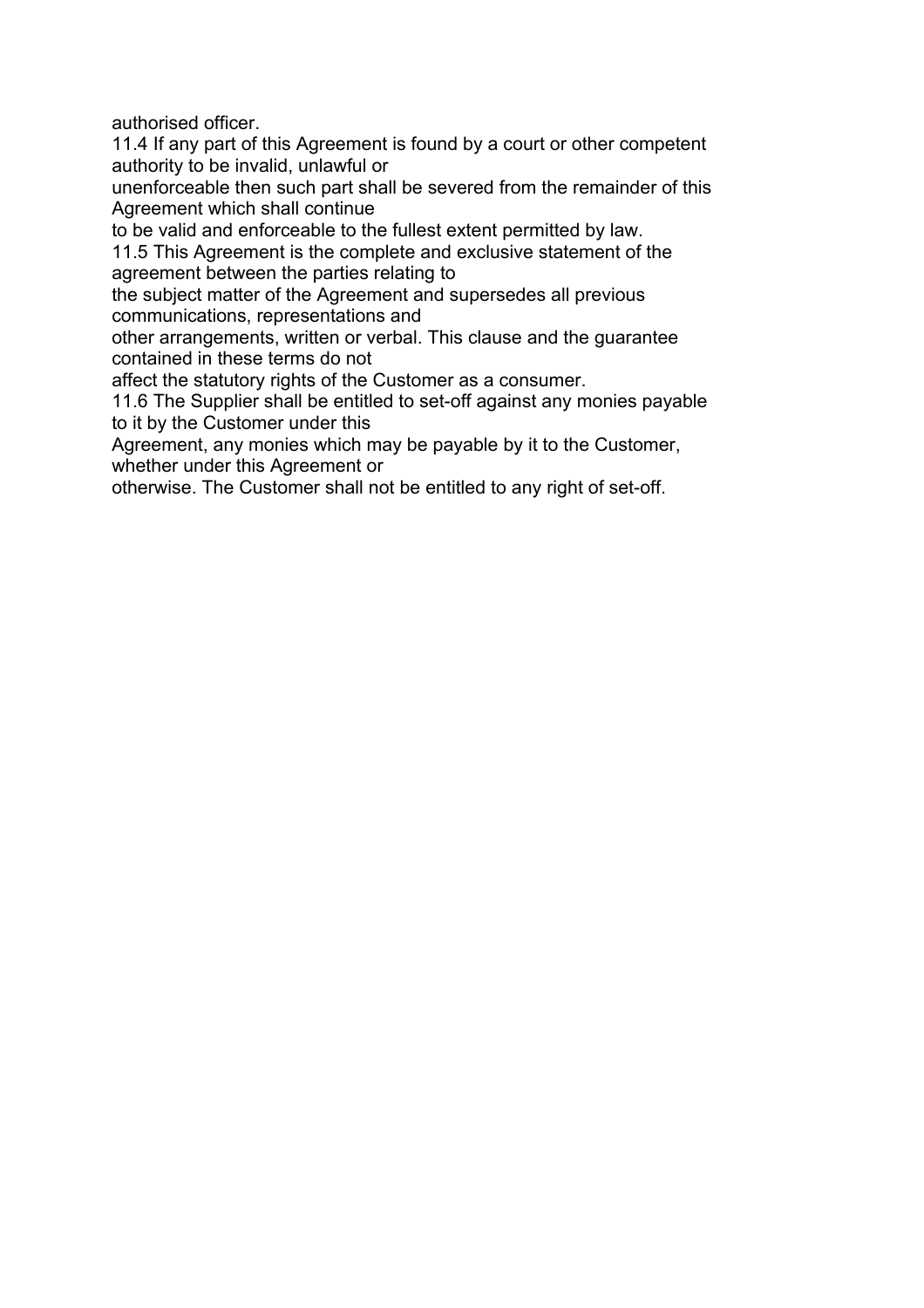authorised officer.

11.4 If any part of this Agreement is found by a court or other competent authority to be invalid, unlawful or unenforceable then such part shall be severed from the remainder of this Agreement which shall continue to be valid and enforceable to the fullest extent permitted by law.

11.5 This Agreement is the complete and exclusive statement of the agreement between the parties relating to the subject matter of the Agreement and supersedes all previous communications, representations and other arrangements, written or verbal. This clause and the guarantee contained in these terms do not affect the statutory rights of the Customer as a consumer.

11.6 The Supplier shall be entitled to set-off against any monies payable to it by the Customer under this Agreement, any monies which may be payable by it to the Customer, whether under this Agreement or otherwise. The Customer shall not be entitled to any right of set-off.